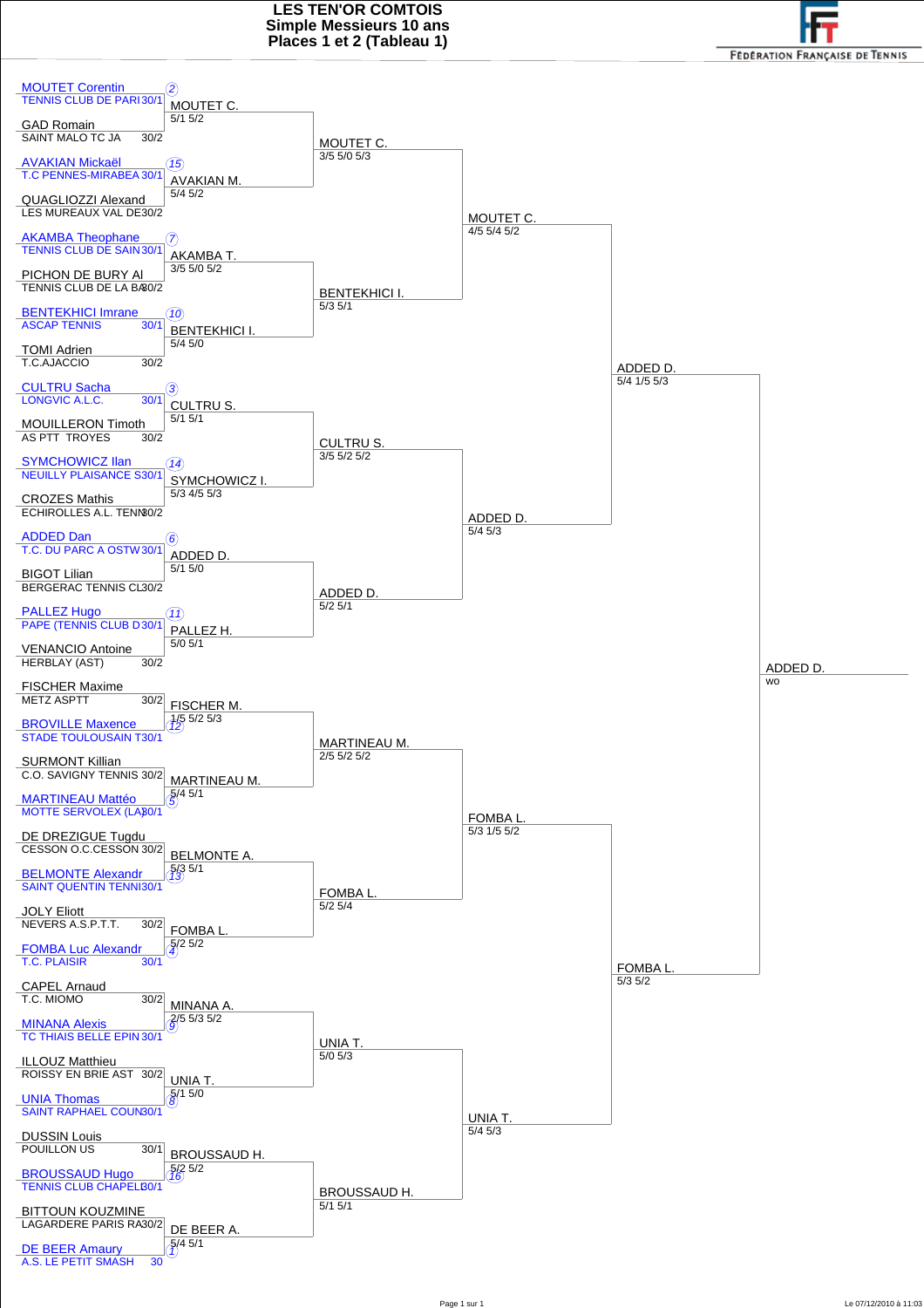# LES TEN'OR COMTOIS
## Simple Messieurs 10 ans
## Places 1 et 2 (Tableau 1)

FÉDÉRATION FRANÇAISE DE TENNIS

### Premier tour

| Seed | Joueur | Club | Classement |
|---|---|---|---|
| 2 | MOUTET Corentin | TENNIS CLUB DE PARI | 30/1 |
| | GAD Romain | SAINT MALO TC JA | 30/2 |
| 15 | AVAKIAN Mickaël | T.C PENNES-MIRABEA | 30/1 |
| | QUAGLIOZZI Alexand | LES MUREAUX VAL DE | 30/2 |
| 7 | AKAMBA Theophane | TENNIS CLUB DE SAIN | 30/1 |
| | PICHON DE BURY Al | TENNIS CLUB DE LA BA | 30/2 |
| 10 | BENTEKHICI Imrane | ASCAP TENNIS | 30/1 |
| | TOMI Adrien | T.C.AJACCIO | 30/2 |
| 3 | CULTRU Sacha | LONGVIC A.L.C. | 30/1 |
| | MOUILLERON Timoth | AS PTT TROYES | 30/2 |
| 14 | SYMCHOWICZ Ilan | NEUILLY PLAISANCE S | 30/1 |
| | CROZES Mathis | ECHIROLLES A.L. TENN | 30/2 |
| 6 | ADDED Dan | T.C. DU PARC A OSTW | 30/1 |
| | BIGOT Lilian | BERGERAC TENNIS CL | 30/2 |
| 11 | PALLEZ Hugo | PAPE (TENNIS CLUB D | 30/1 |
| | VENANCIO Antoine | HERBLAY (AST) | 30/2 |
| | FISCHER Maxime | METZ ASPTT | 30/2 |
| 12 | BROVILLE Maxence | STADE TOULOUSAIN T | 30/1 |
| | SURMONT Killian | C.O. SAVIGNY TENNIS | 30/2 |
| 5 | MARTINEAU Mattéo | MOTTE SERVOLEX (LA) | 30/1 |
| | DE DREZIGUE Tugdu | CESSON O.C.CESSON | 30/2 |
| 13 | BELMONTE Alexandr | SAINT QUENTIN TENNI | 30/1 |
| | JOLY Eliott | NEVERS A.S.P.T.T. | 30/2 |
| 4 | FOMBA Luc Alexandr | T.C. PLAISIR | 30/1 |
| | CAPEL Arnaud | T.C. MIOMO | 30/2 |
| 9 | MINANA Alexis | TC THIAIS BELLE EPIN | 30/1 |
| | ILLOUZ Matthieu | ROISSY EN BRIE AST | 30/2 |
| 8 | UNIA Thomas | SAINT RAPHAEL COUN | 30/1 |
| | DUSSIN Louis | POUILLON US | 30/1 |
| 16 | BROUSSAUD Hugo | TENNIS CLUB CHAPEL | 30/1 |
| | BITTOUN KOUZMINE | LAGARDERE PARIS RA | 30/2 |
| 1 | DE BEER Amaury | A.S. LE PETIT SMASH | 30 |

### Deuxième tour

| Vainqueur | Score |
|---|---|
| MOUTET C. | 5/1 5/2 |
| AVAKIAN M. | 5/4 5/2 |
| AKAMBA T. | 3/5 5/0 5/2 |
| BENTEKHICI I. | 5/4 5/0 |
| CULTRU S. | 5/1 5/1 |
| SYMCHOWICZ I. | 5/3 4/5 5/3 |
| ADDED D. | 5/1 5/0 |
| PALLEZ H. | 5/0 5/1 |
| FISCHER M. | 1/5 5/2 5/3 |
| MARTINEAU M. | 5/4 5/1 |
| BELMONTE A. | 5/3 5/1 |
| FOMBA L. | 5/2 5/2 |
| MINANA A. | 2/5 5/3 5/2 |
| UNIA T. | 5/1 5/0 |
| BROUSSAUD H. | 5/2 5/2 |
| DE BEER A. | 5/4 5/1 |

### Huitièmes

| Vainqueur | Score |
|---|---|
| MOUTET C. | 3/5 5/0 5/3 |
| BENTEKHICI I. | 5/3 5/1 |
| CULTRU S. | 3/5 5/2 5/2 |
| ADDED D. | 5/2 5/1 |
| MARTINEAU M. | 2/5 5/2 5/2 |
| FOMBA L. | 5/2 5/4 |
| UNIA T. | 5/0 5/3 |
| BROUSSAUD H. | 5/1 5/1 |

### Quarts

| Vainqueur | Score |
|---|---|
| MOUTET C. | 4/5 5/4 5/2 |
| ADDED D. | 5/4 5/3 |
| FOMBA L. | 5/3 1/5 5/2 |
| UNIA T. | 5/4 5/3 |

### Demi-finales

| Vainqueur | Score |
|---|---|
| ADDED D. | 5/4 1/5 5/3 |
| FOMBA L. | 5/3 5/2 |

### Finale

| Vainqueur | Score |
|---|---|
| ADDED D. | wo |

Le 07/12/2010 à 11:03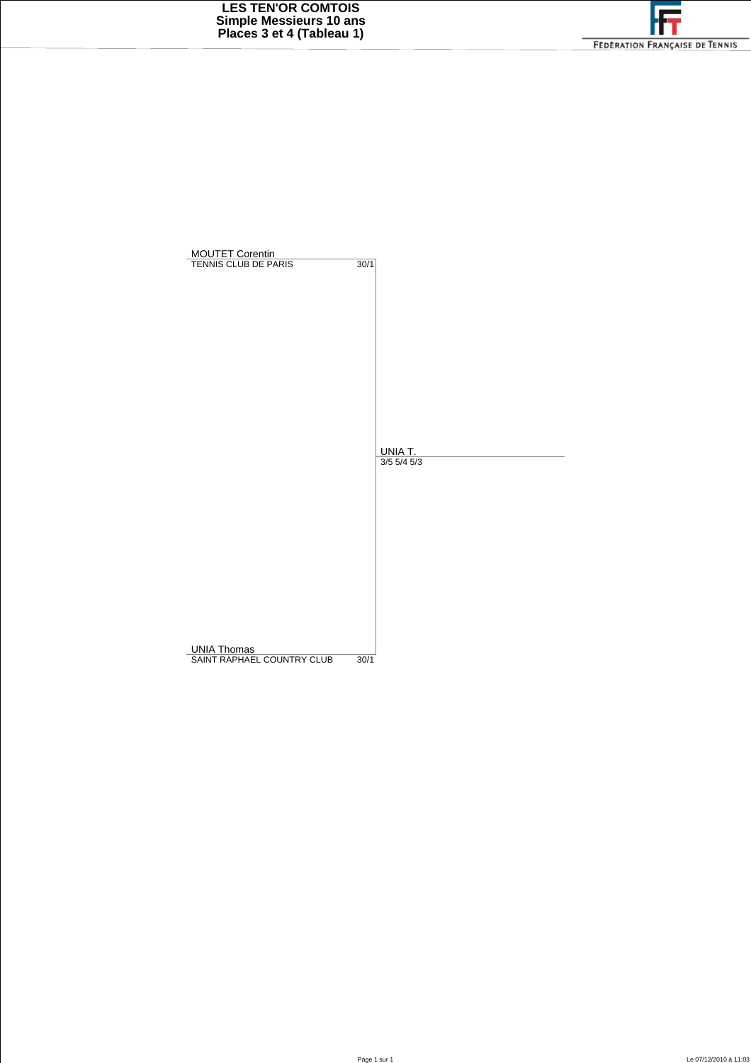# LES TEN'OR COMTOIS
## Simple Messieurs 10 ans
## Places 3 et 4 (Tableau 1)

FÉDÉRATION FRANÇAISE DE TENNIS

| Joueur | Club | Classement | Vainqueur | Score |
|---|---|---|---|---|
| MOUTET Corentin | TENNIS CLUB DE PARIS | 30/1 | UNIA T. | 3/5 5/4 5/3 |
| UNIA Thomas | SAINT RAPHAEL COUNTRY CLUB | 30/1 | | |

Le 07/12/2010 à 11:03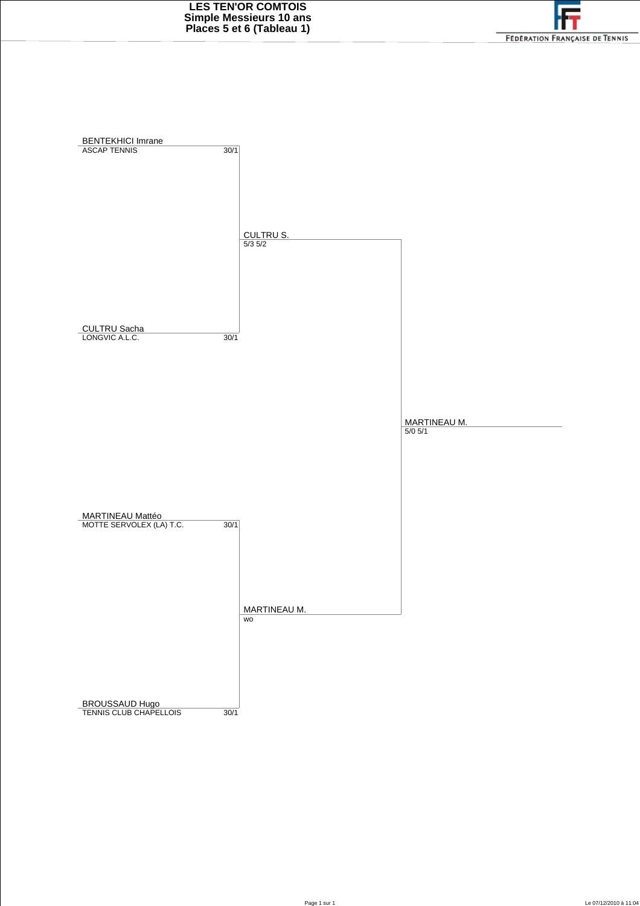# LES TEN'OR COMTOIS
## Simple Messieurs 10 ans
## Places 5 et 6 (Tableau 1)

FÉDÉRATION FRANÇAISE DE TENNIS

| Joueur | Club | Classement |
|---|---|---|
| BENTEKHICI Imrane | ASCAP TENNIS | 30/1 |
| CULTRU Sacha | LONGVIC A.L.C. | 30/1 |
| MARTINEAU Mattéo | MOTTE SERVOLEX (LA) T.C. | 30/1 |
| BROUSSAUD Hugo | TENNIS CLUB CHAPELLOIS | 30/1 |

**Tour 1**

- CULTRU S. — 5/3 5/2
- MARTINEAU M. — wo

**Finale**

- MARTINEAU M. — 5/0 5/1

Le 07/12/2010 à 11:04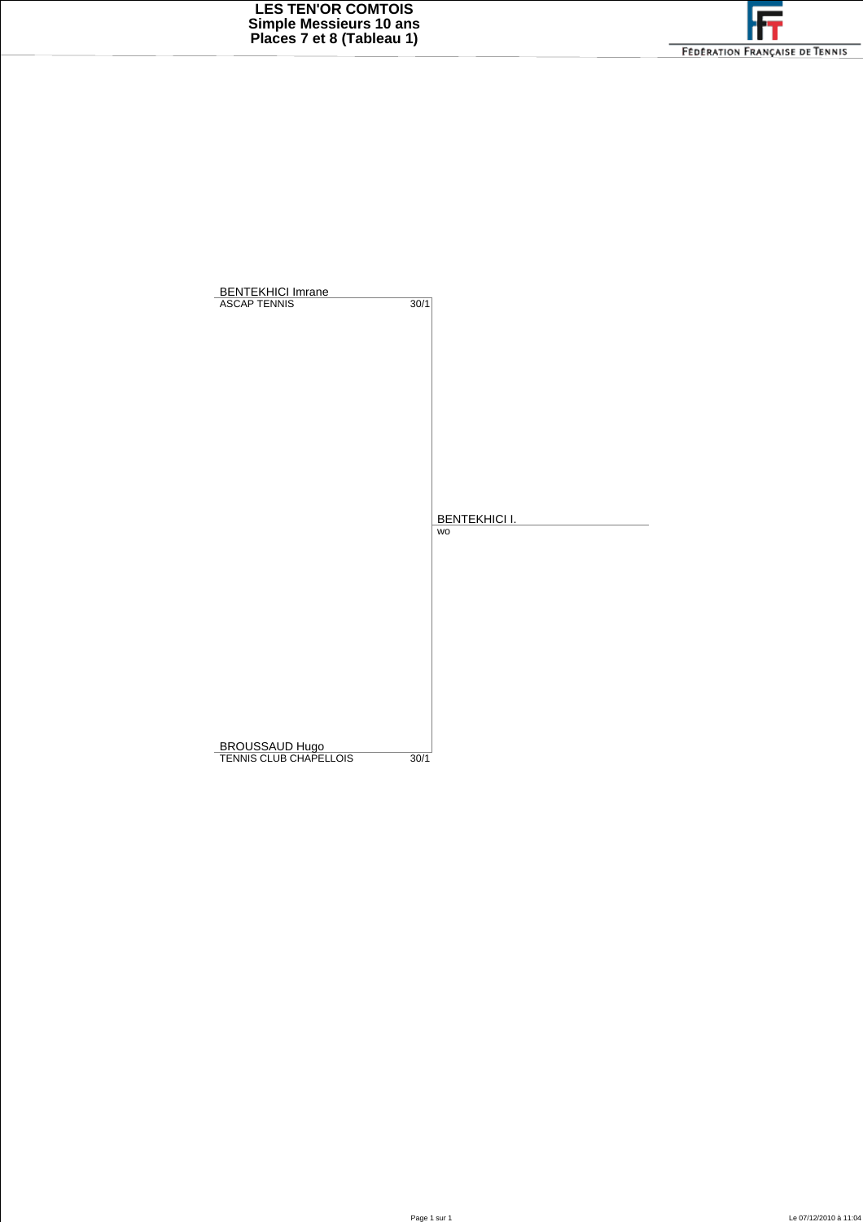# LES TEN'OR COMTOIS
## Simple Messieurs 10 ans
## Places 7 et 8 (Tableau 1)

FÉDÉRATION FRANÇAISE DE TENNIS

| Joueur | Club | Classement | Vainqueur |
|---|---|---|---|
| BENTEKHICI Imrane | ASCAP TENNIS | 30/1 | BENTEKHICI I. (wo) |
| BROUSSAUD Hugo | TENNIS CLUB CHAPELLOIS | 30/1 | |

Le 07/12/2010 à 11:04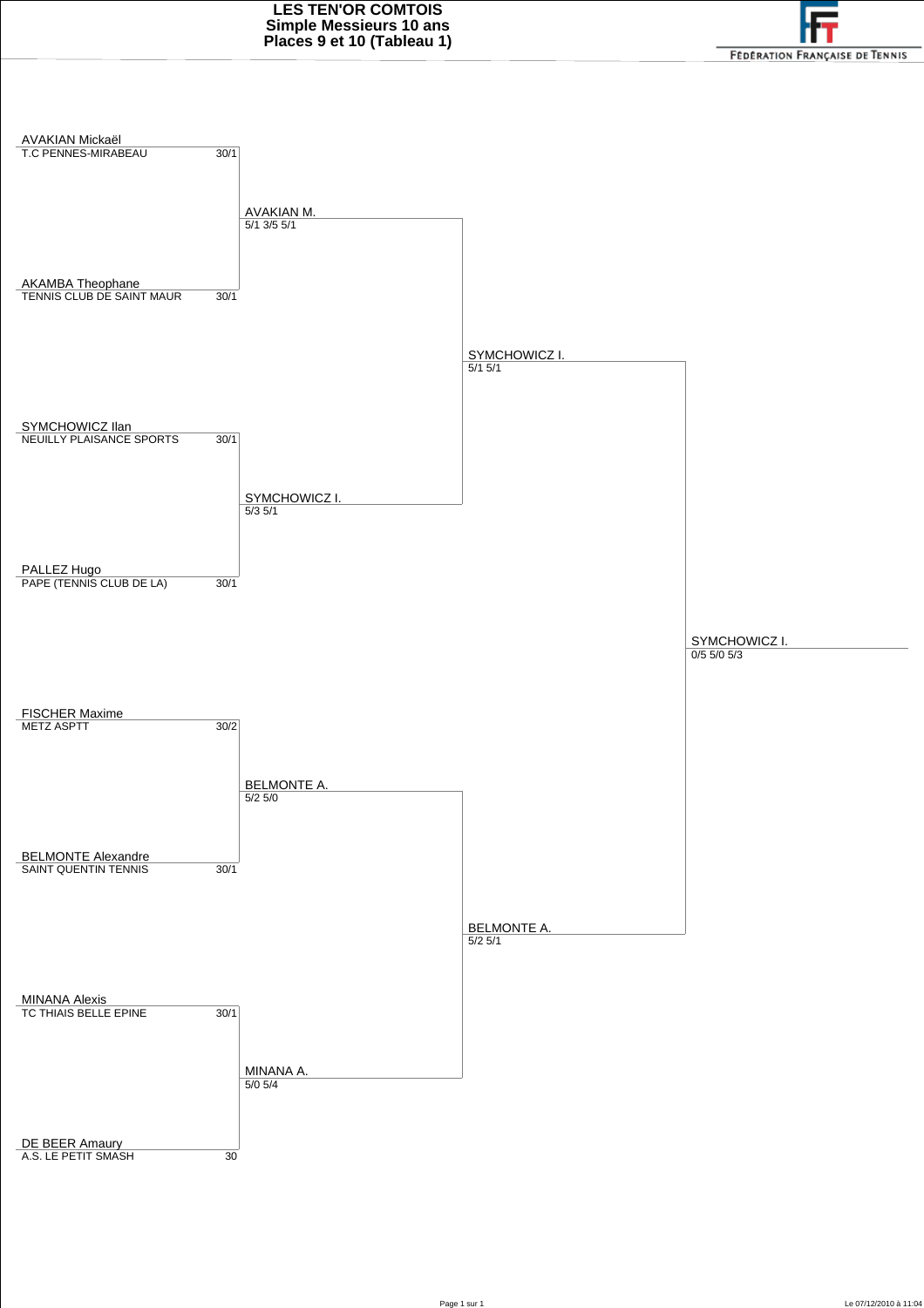# LES TEN'OR COMTOIS
## Simple Messieurs 10 ans
## Places 9 et 10 (Tableau 1)

FÉDÉRATION FRANÇAISE DE TENNIS

### Premier tour

| Joueur | Club | Classement |
|---|---|---|
| AVAKIAN Mickaël | T.C PENNES-MIRABEAU | 30/1 |
| AKAMBA Theophane | TENNIS CLUB DE SAINT MAUR | 30/1 |
| SYMCHOWICZ Ilan | NEUILLY PLAISANCE SPORTS | 30/1 |
| PALLEZ Hugo | PAPE (TENNIS CLUB DE LA) | 30/1 |
| FISCHER Maxime | METZ ASPTT | 30/2 |
| BELMONTE Alexandre | SAINT QUENTIN TENNIS | 30/1 |
| MINANA Alexis | TC THIAIS BELLE EPINE | 30/1 |
| DE BEER Amaury | A.S. LE PETIT SMASH | 30 |

### Deuxième tour

- AVAKIAN M. — 5/1 3/5 5/1
- SYMCHOWICZ I. — 5/3 5/1
- BELMONTE A. — 5/2 5/0
- MINANA A. — 5/0 5/4

### Demi-finales

- SYMCHOWICZ I. — 5/1 5/1
- BELMONTE A. — 5/2 5/1

### Finale

- SYMCHOWICZ I. — 0/5 5/0 5/3

Le 07/12/2010 à 11:04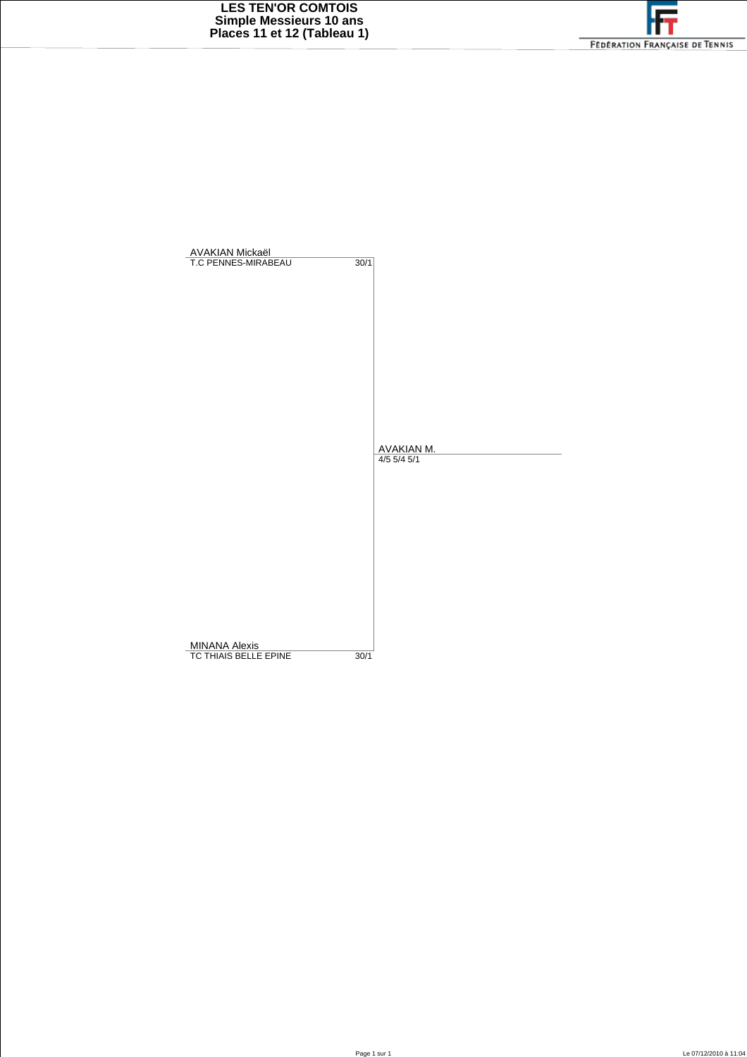# LES TEN'OR COMTOIS
## Simple Messieurs 10 ans
## Places 11 et 12 (Tableau 1)

FÉDÉRATION FRANÇAISE DE TENNIS

AVAKIAN Mickaël
T.C PENNES-MIRABEAU 30/1

AVAKIAN M.
4/5 5/4 5/1

MINANA Alexis
TC THIAIS BELLE EPINE 30/1

Le 07/12/2010 à 11:04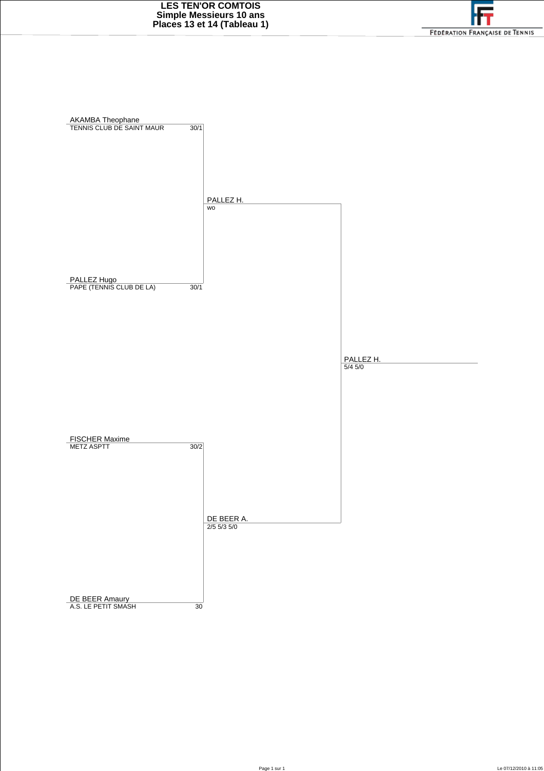# LES TEN'OR COMTOIS
## Simple Messieurs 10 ans
## Places 13 et 14 (Tableau 1)

FÉDÉRATION FRANÇAISE DE TENNIS

| Tour 1 | | Tour 2 | Vainqueur |
|---|---|---|---|
| AKAMBA Theophane — TENNIS CLUB DE SAINT MAUR | 30/1 | PALLEZ H. — wo | PALLEZ H. — 5/4 5/0 |
| PALLEZ Hugo — PAPE (TENNIS CLUB DE LA) | 30/1 | | |
| FISCHER Maxime — METZ ASPTT | 30/2 | DE BEER A. — 2/5 5/3 5/0 | |
| DE BEER Amaury — A.S. LE PETIT SMASH | 30 | | |

Le 07/12/2010 à 11:05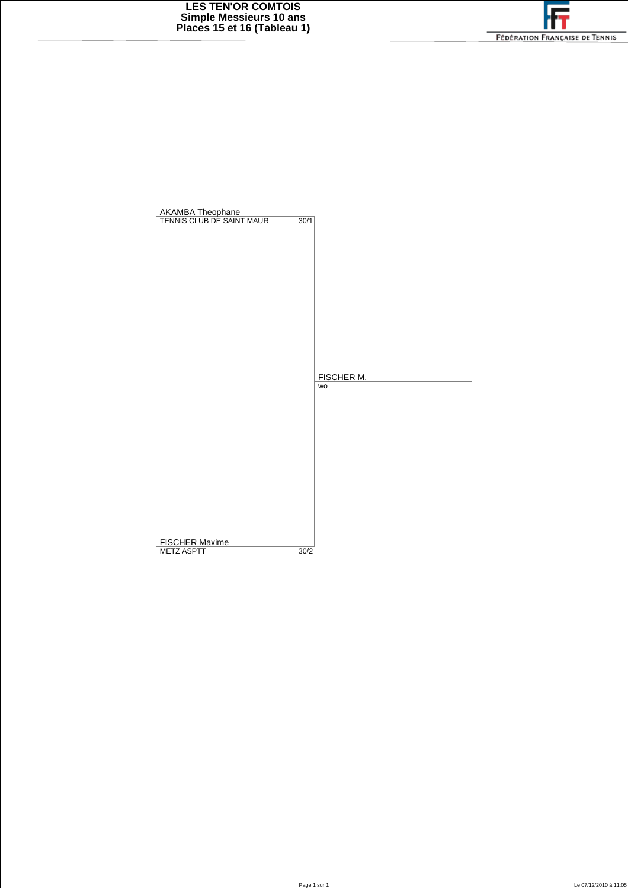# LES TEN'OR COMTOIS
## Simple Messieurs 10 ans
## Places 15 et 16 (Tableau 1)

FÉDÉRATION FRANÇAISE DE TENNIS

| Joueur | Club | Classement | Vainqueur |
|---|---|---|---|
| AKAMBA Theophane | TENNIS CLUB DE SAINT MAUR | 30/1 | |
| | | | FISCHER M. |
| | | | wo |
| FISCHER Maxime | METZ ASPTT | 30/2 | |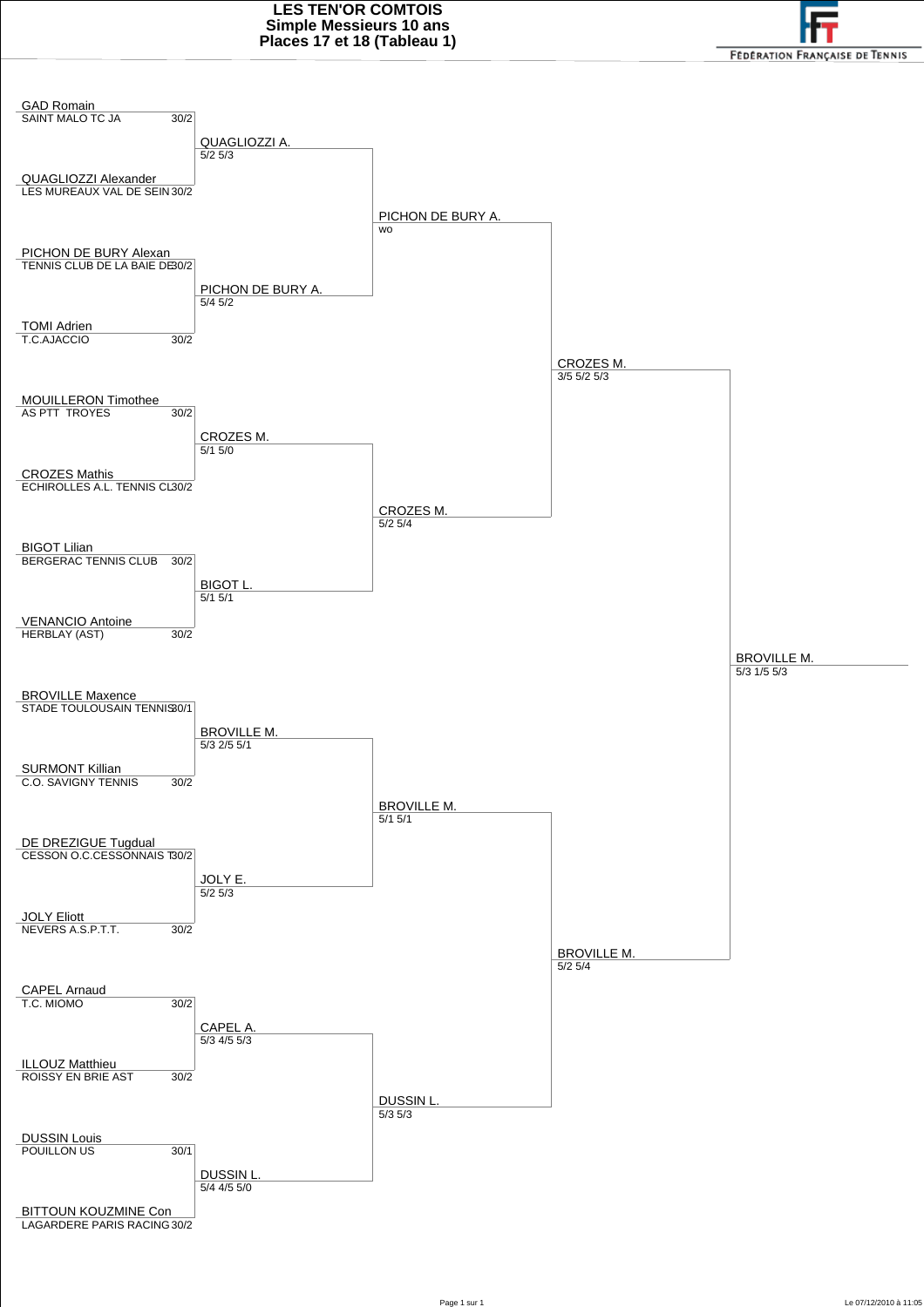# LES TEN'OR COMTOIS
## Simple Messieurs 10 ans
## Places 17 et 18 (Tableau 1)

FÉDÉRATION FRANÇAISE DE TENNIS

### Premier tour

| Joueur | Club | Classement |
|---|---|---|
| GAD Romain | SAINT MALO TC JA | 30/2 |
| QUAGLIOZZI Alexander | LES MUREAUX VAL DE SEIN | 30/2 |
| PICHON DE BURY Alexan | TENNIS CLUB DE LA BAIE DE | 30/2 |
| TOMI Adrien | T.C.AJACCIO | 30/2 |
| MOUILLERON Timothee | AS PTT TROYES | 30/2 |
| CROZES Mathis | ECHIROLLES A.L. TENNIS CL | 30/2 |
| BIGOT Lilian | BERGERAC TENNIS CLUB | 30/2 |
| VENANCIO Antoine | HERBLAY (AST) | 30/2 |
| BROVILLE Maxence | STADE TOULOUSAIN TENNIS | 30/1 |
| SURMONT Killian | C.O. SAVIGNY TENNIS | 30/2 |
| DE DREZIGUE Tugdual | CESSON O.C.CESSONNAIS T | 30/2 |
| JOLY Eliott | NEVERS A.S.P.T.T. | 30/2 |
| CAPEL Arnaud | T.C. MIOMO | 30/2 |
| ILLOUZ Matthieu | ROISSY EN BRIE AST | 30/2 |
| DUSSIN Louis | POUILLON US | 30/1 |
| BITTOUN KOUZMINE Con | LAGARDERE PARIS RACING | 30/2 |

### Deuxième tour

| Vainqueur | Score |
|---|---|
| QUAGLIOZZI A. | 5/2 5/3 |
| PICHON DE BURY A. | 5/4 5/2 |
| CROZES M. | 5/1 5/0 |
| BIGOT L. | 5/1 5/1 |
| BROVILLE M. | 5/3 2/5 5/1 |
| JOLY E. | 5/2 5/3 |
| CAPEL A. | 5/3 4/5 5/3 |
| DUSSIN L. | 5/4 4/5 5/0 |

### Troisième tour

| Vainqueur | Score |
|---|---|
| PICHON DE BURY A. | wo |
| CROZES M. | 5/2 5/4 |
| BROVILLE M. | 5/1 5/1 |
| DUSSIN L. | 5/3 5/3 |

### Demi-finales

| Vainqueur | Score |
|---|---|
| CROZES M. | 3/5 5/2 5/3 |
| BROVILLE M. | 5/2 5/4 |

### Finale

| Vainqueur | Score |
|---|---|
| BROVILLE M. | 5/3 1/5 5/3 |

Le 07/12/2010 à 11:05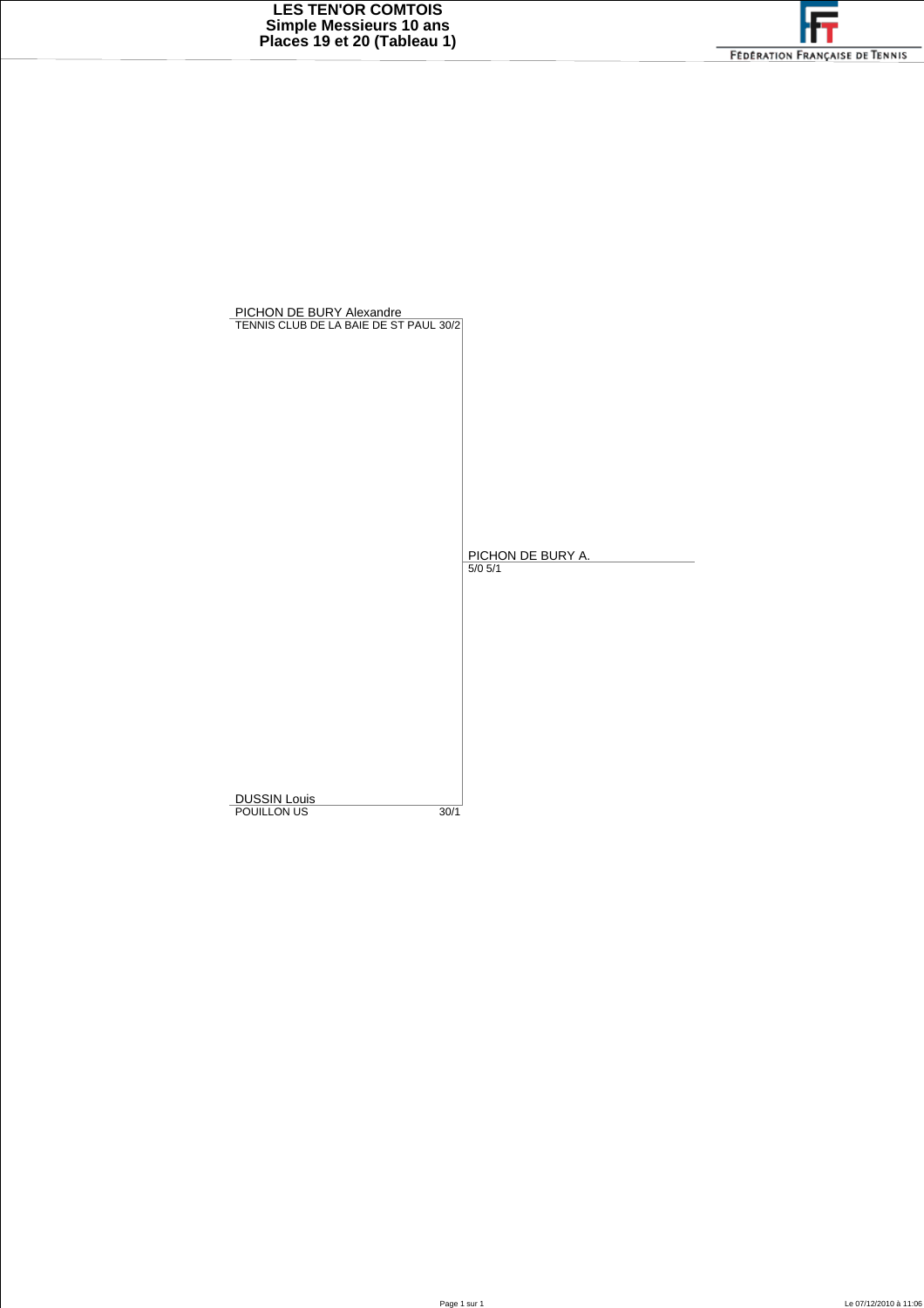# LES TEN'OR COMTOIS
## Simple Messieurs 10 ans
## Places 19 et 20 (Tableau 1)

FÉDÉRATION FRANÇAISE DE TENNIS

| Tour 1 | Vainqueur |
|---|---|
| PICHON DE BURY Alexandre<br>TENNIS CLUB DE LA BAIE DE ST PAUL 30/2 | |
| | PICHON DE BURY A.<br>5/0 5/1 |
| DUSSIN Louis<br>POUILLON US 30/1 | |

Le 07/12/2010 à 11:06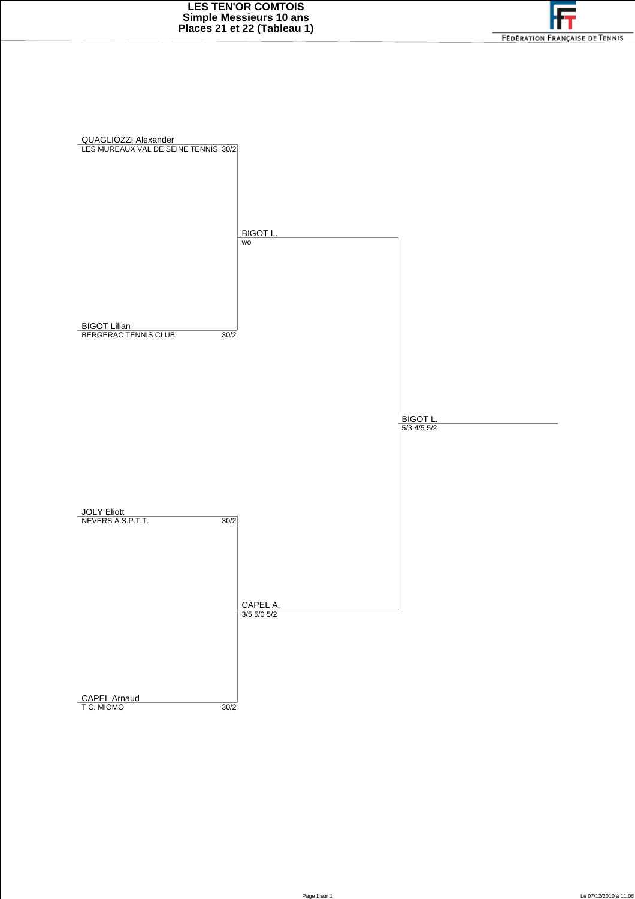# LES TEN'OR COMTOIS
## Simple Messieurs 10 ans
## Places 21 et 22 (Tableau 1)

FÉDÉRATION FRANÇAISE DE TENNIS

| Premier tour | Classement | Demi-finale | Finale |
|---|---|---|---|
| QUAGLIOZZI Alexander<br>LES MUREAUX VAL DE SEINE TENNIS | 30/2 | | |
| | | BIGOT L.<br>wo | |
| BIGOT Lilian<br>BERGERAC TENNIS CLUB | 30/2 | | |
| | | | BIGOT L.<br>5/3 4/5 5/2 |
| JOLY Eliott<br>NEVERS A.S.P.T.T. | 30/2 | | |
| | | CAPEL A.<br>3/5 5/0 5/2 | |
| CAPEL Arnaud<br>T.C. MIOMO | 30/2 | | |

Le 07/12/2010 à 11:06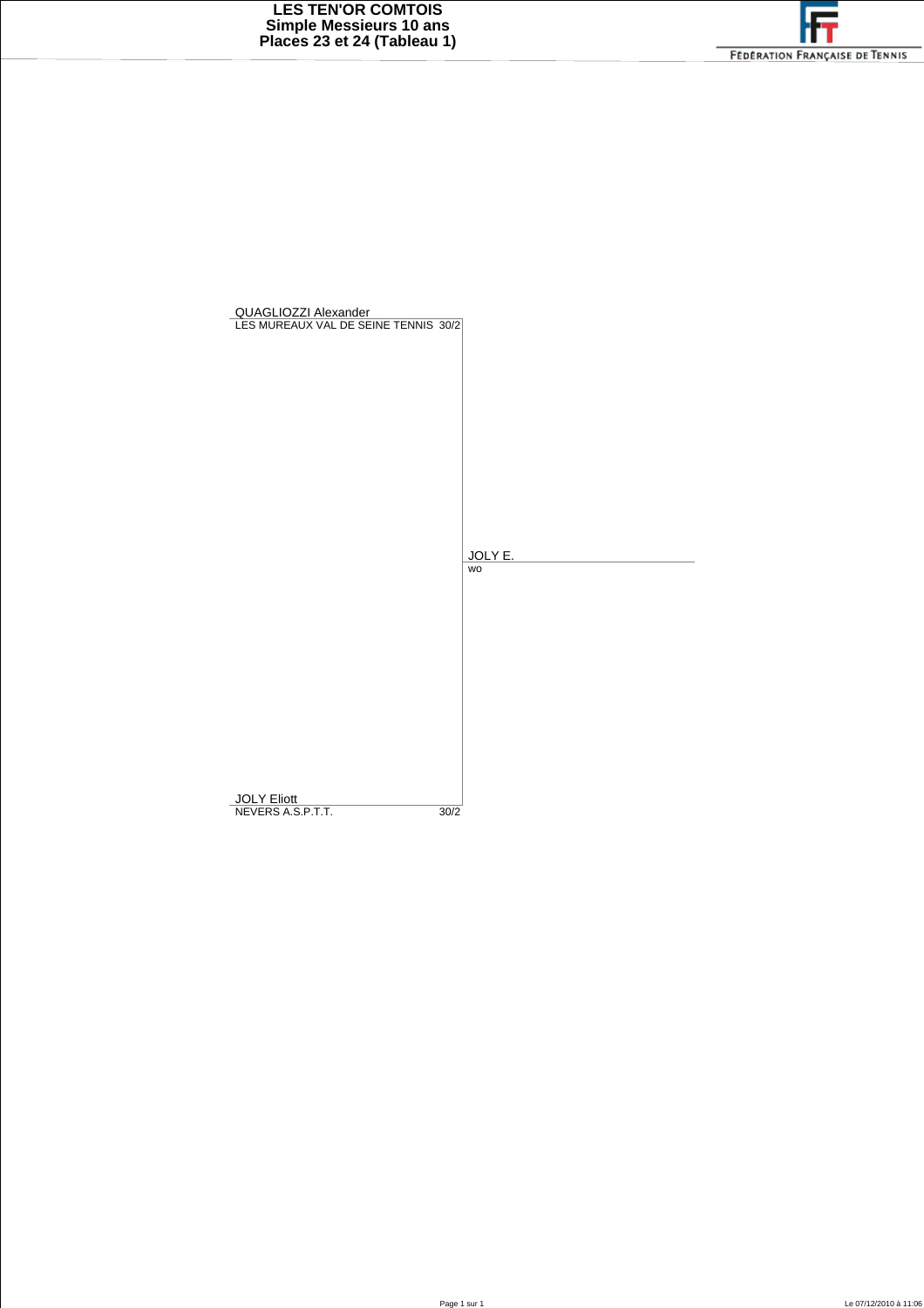# LES TEN'OR COMTOIS
## Simple Messieurs 10 ans
## Places 23 et 24 (Tableau 1)

FÉDÉRATION FRANÇAISE DE TENNIS

QUAGLIOZZI Alexander
LES MUREAUX VAL DE SEINE TENNIS 30/2

JOLY E.
wo

JOLY Eliott
NEVERS A.S.P.T.T. 30/2

Le 07/12/2010 à 11:06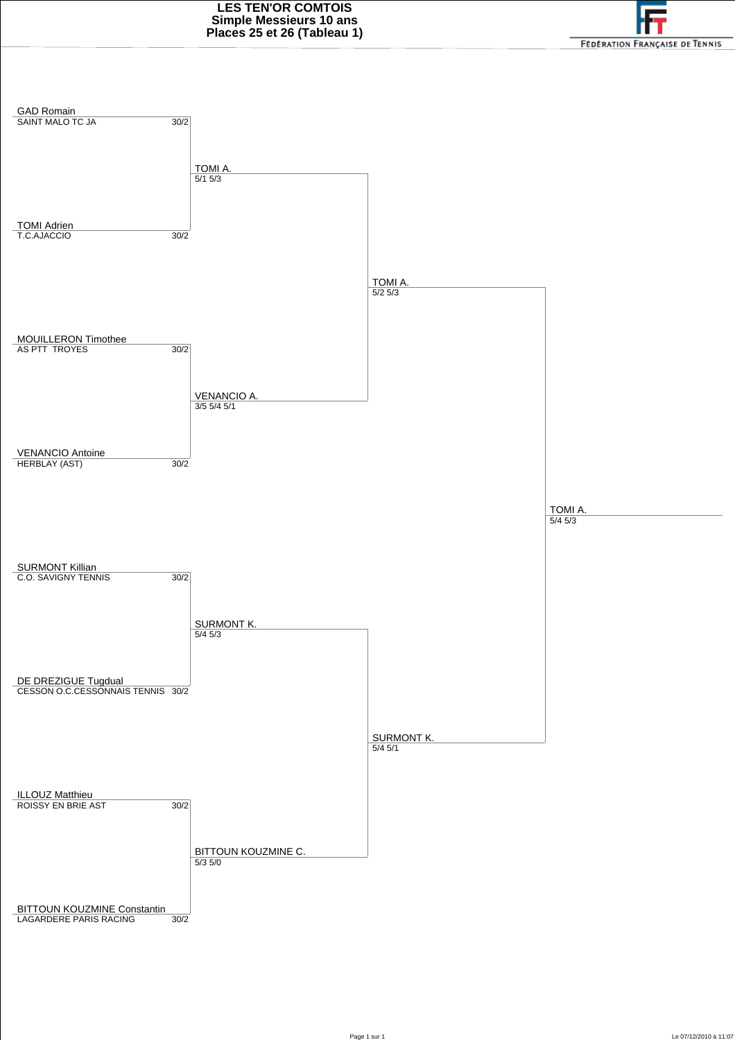# LES TEN'OR COMTOIS
## Simple Messieurs 10 ans
## Places 25 et 26 (Tableau 1)

FÉDÉRATION FRANÇAISE DE TENNIS

| Joueur | Club | Classement |
|---|---|---|
| GAD Romain | SAINT MALO TC JA | 30/2 |
| TOMI Adrien | T.C.AJACCIO | 30/2 |
| MOUILLERON Timothee | AS PTT TROYES | 30/2 |
| VENANCIO Antoine | HERBLAY (AST) | 30/2 |
| SURMONT Killian | C.O. SAVIGNY TENNIS | 30/2 |
| DE DREZIGUE Tugdual | CESSON O.C.CESSONNAIS TENNIS | 30/2 |
| ILLOUZ Matthieu | ROISSY EN BRIE AST | 30/2 |
| BITTOUN KOUZMINE Constantin | LAGARDERE PARIS RACING | 30/2 |

**Premier tour**

- TOMI A. — 5/1 5/3
- VENANCIO A. — 3/5 5/4 5/1
- SURMONT K. — 5/4 5/3
- BITTOUN KOUZMINE C. — 5/3 5/0

**Deuxième tour**

- TOMI A. — 5/2 5/3
- SURMONT K. — 5/4 5/1

**Finale**

- TOMI A. — 5/4 5/3

Le 07/12/2010 à 11:07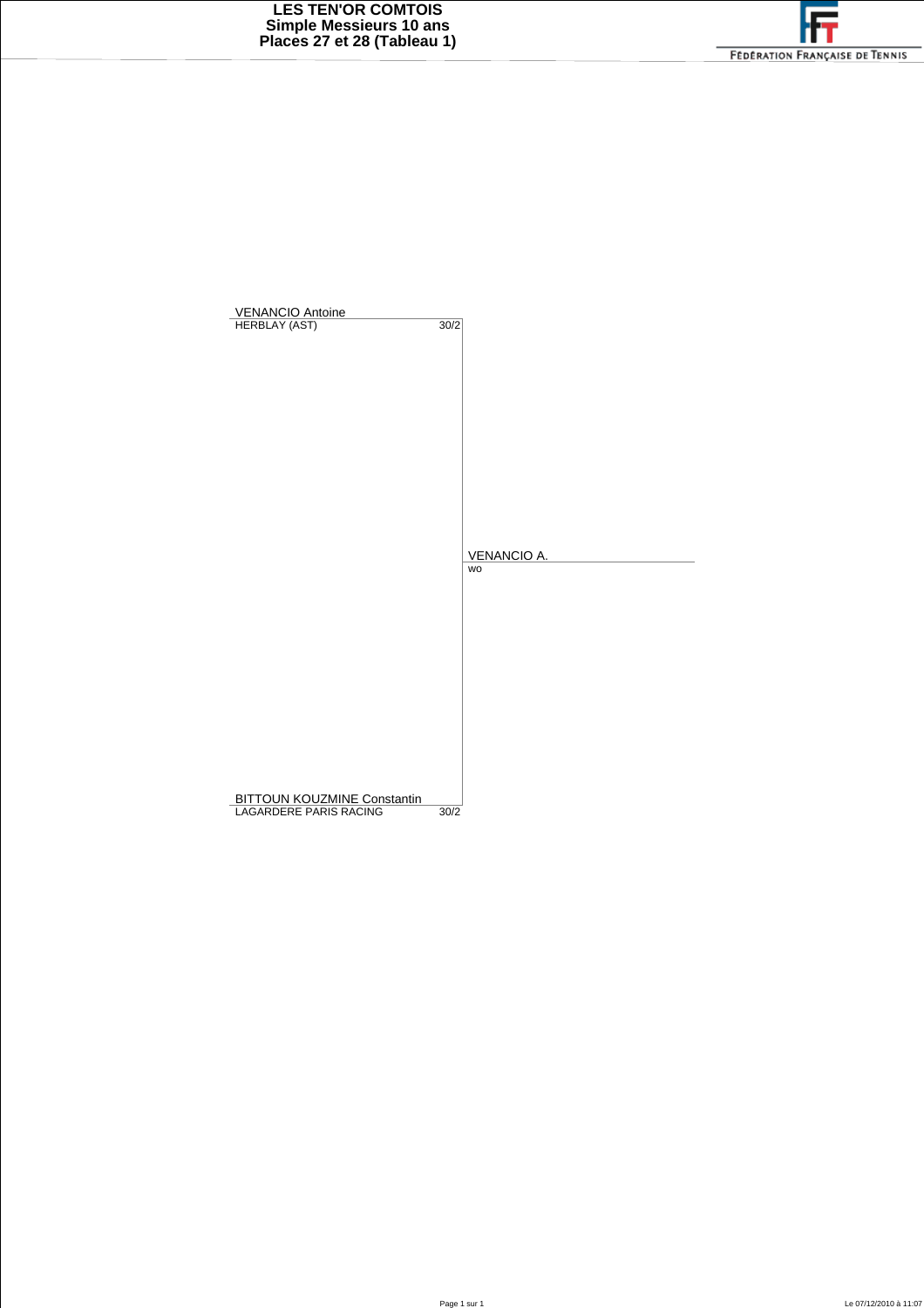# LES TEN'OR COMTOIS
## Simple Messieurs 10 ans
## Places 27 et 28 (Tableau 1)

FÉDÉRATION FRANÇAISE DE TENNIS

| Joueur | Club | Classement | Résultat |
|---|---|---|---|
| VENANCIO Antoine | HERBLAY (AST) | 30/2 | VENANCIO A. (wo) |
| BITTOUN KOUZMINE Constantin | LAGARDERE PARIS RACING | 30/2 | |

Le 07/12/2010 à 11:07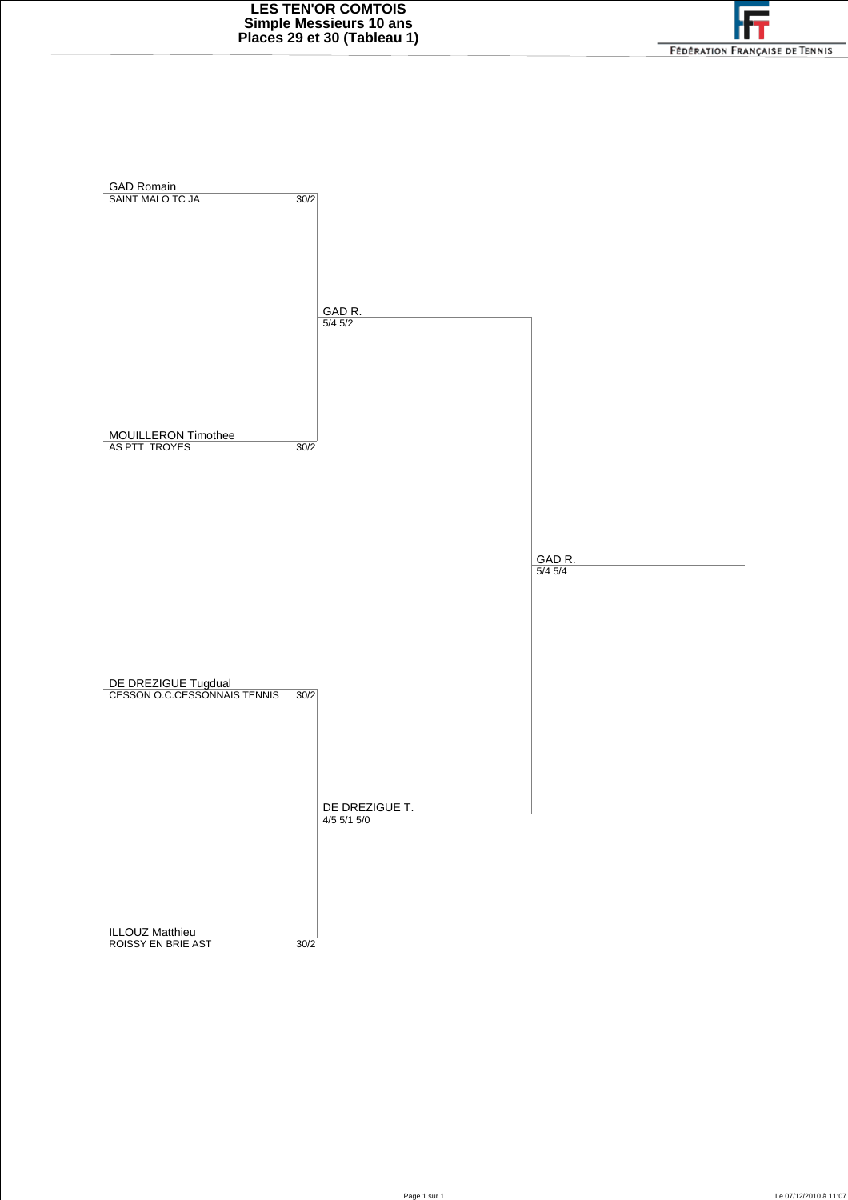# LES TEN'OR COMTOIS
## Simple Messieurs 10 ans
## Places 29 et 30 (Tableau 1)

FÉDÉRATION FRANÇAISE DE TENNIS

| Tour 1 | | Tour 2 | Vainqueur |
|---|---|---|---|
| GAD Romain<br>SAINT MALO TC JA | 30/2 | GAD R.<br>5/4 5/2 | GAD R.<br>5/4 5/4 |
| MOUILLERON Timothee<br>AS PTT TROYES | 30/2 | | |
| DE DREZIGUE Tugdual<br>CESSON O.C.CESSONNAIS TENNIS | 30/2 | DE DREZIGUE T.<br>4/5 5/1 5/0 | |
| ILLOUZ Matthieu<br>ROISSY EN BRIE AST | 30/2 | | |

Le 07/12/2010 à 11:07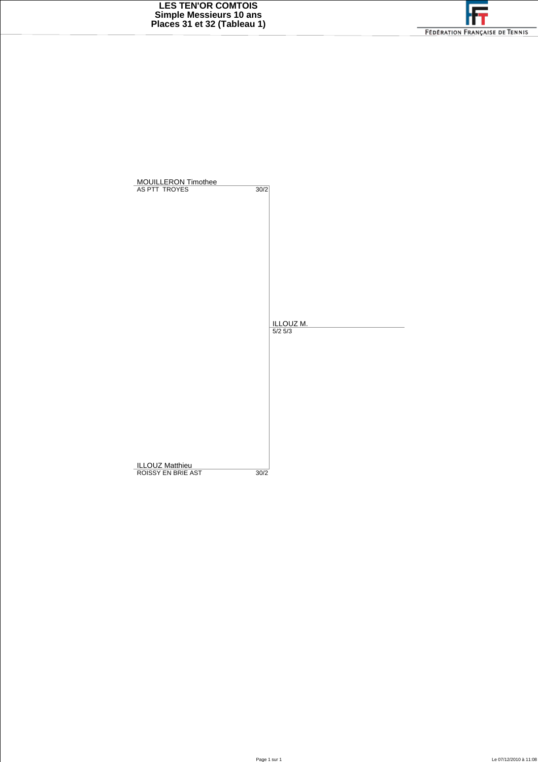# LES TEN'OR COMTOIS
## Simple Messieurs 10 ans
## Places 31 et 32 (Tableau 1)

FÉDÉRATION FRANÇAISE DE TENNIS

MOUILLERON Timothee
AS PTT TROYES 30/2

ILLOUZ M.
5/2 5/3

ILLOUZ Matthieu
ROISSY EN BRIE AST 30/2

Le 07/12/2010 à 11:08